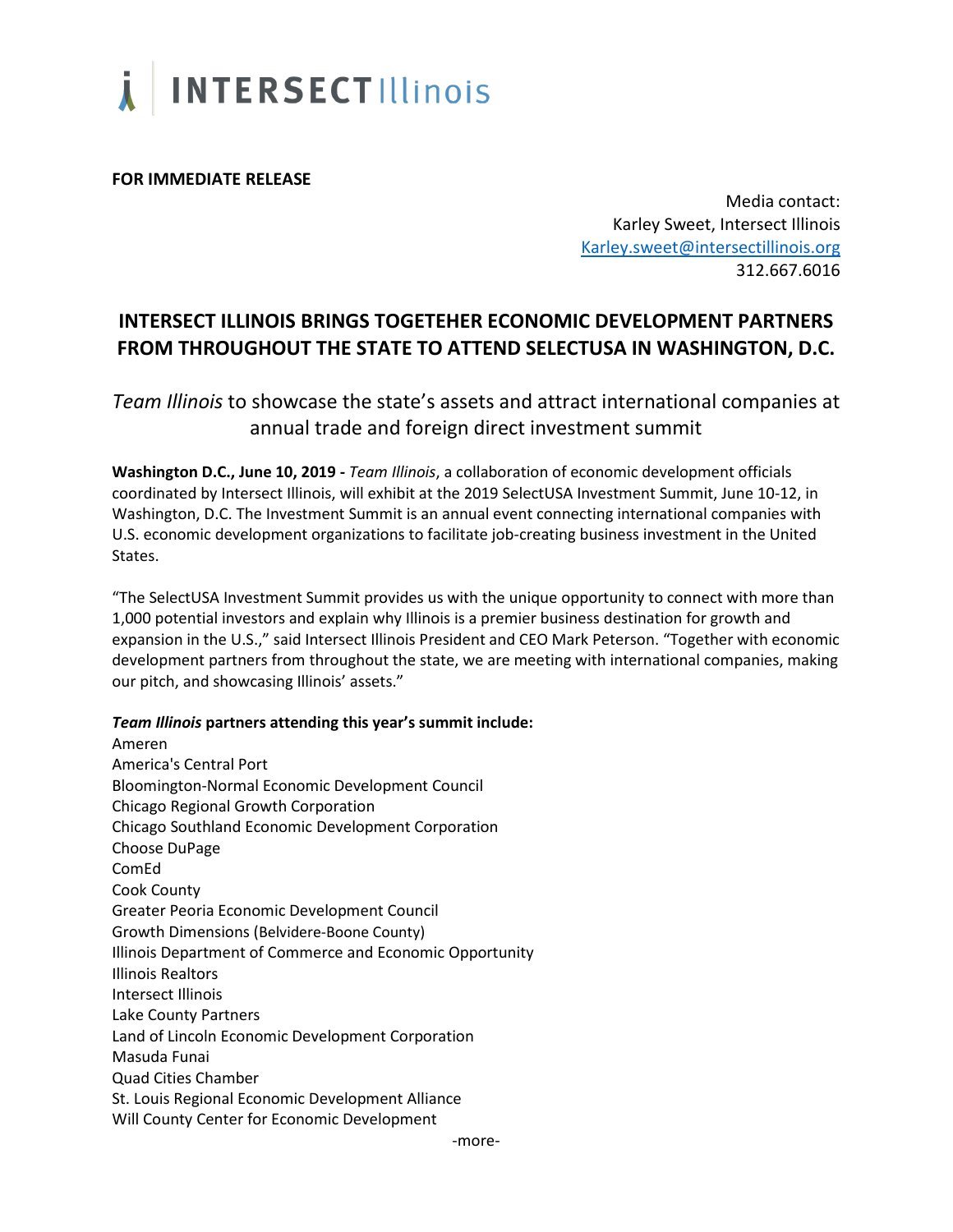INTERSECT Illinois

**FOR IMMEDIATE RELEASE**

Media contact:
Karley Sweet, Intersect Illinois
Karley.sweet@intersectillinois.org
312.667.6016

# INTERSECT ILLINOIS BRINGS TOGETEHER ECONOMIC DEVELOPMENT PARTNERS FROM THROUGHOUT THE STATE TO ATTEND SELECTUSA IN WASHINGTON, D.C.

## *Team Illinois* to showcase the state's assets and attract international companies at annual trade and foreign direct investment summit

**Washington D.C., June 10, 2019 -** *Team Illinois*, a collaboration of economic development officials coordinated by Intersect Illinois, will exhibit at the 2019 SelectUSA Investment Summit, June 10-12, in Washington, D.C. The Investment Summit is an annual event connecting international companies with U.S. economic development organizations to facilitate job-creating business investment in the United States.

"The SelectUSA Investment Summit provides us with the unique opportunity to connect with more than 1,000 potential investors and explain why Illinois is a premier business destination for growth and expansion in the U.S.," said Intersect Illinois President and CEO Mark Peterson. "Together with economic development partners from throughout the state, we are meeting with international companies, making our pitch, and showcasing Illinois' assets."

***Team Illinois* partners attending this year's summit include:**

Ameren
America's Central Port
Bloomington-Normal Economic Development Council
Chicago Regional Growth Corporation
Chicago Southland Economic Development Corporation
Choose DuPage
ComEd
Cook County
Greater Peoria Economic Development Council
Growth Dimensions (Belvidere-Boone County)
Illinois Department of Commerce and Economic Opportunity
Illinois Realtors
Intersect Illinois
Lake County Partners
Land of Lincoln Economic Development Corporation
Masuda Funai
Quad Cities Chamber
St. Louis Regional Economic Development Alliance
Will County Center for Economic Development

-more-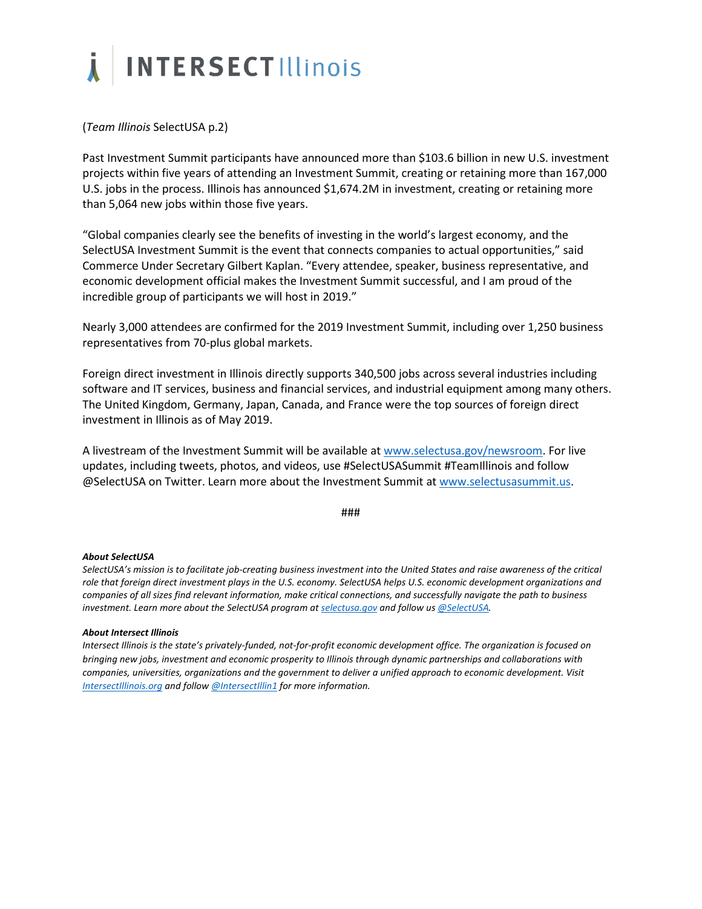(*Team Illinois* SelectUSA p.2)

Past Investment Summit participants have announced more than $103.6 billion in new U.S. investment projects within five years of attending an Investment Summit, creating or retaining more than 167,000 U.S. jobs in the process. Illinois has announced $1,674.2M in investment, creating or retaining more than 5,064 new jobs within those five years.

"Global companies clearly see the benefits of investing in the world's largest economy, and the SelectUSA Investment Summit is the event that connects companies to actual opportunities," said Commerce Under Secretary Gilbert Kaplan. "Every attendee, speaker, business representative, and economic development official makes the Investment Summit successful, and I am proud of the incredible group of participants we will host in 2019."

Nearly 3,000 attendees are confirmed for the 2019 Investment Summit, including over 1,250 business representatives from 70-plus global markets.

Foreign direct investment in Illinois directly supports 340,500 jobs across several industries including software and IT services, business and financial services, and industrial equipment among many others. The United Kingdom, Germany, Japan, Canada, and France were the top sources of foreign direct investment in Illinois as of May 2019.

A livestream of the Investment Summit will be available at www.selectusa.gov/newsroom. For live updates, including tweets, photos, and videos, use #SelectUSASummit #TeamIllinois and follow @SelectUSA on Twitter. Learn more about the Investment Summit at www.selectusasummit.us.

###

***About SelectUSA***

*SelectUSA's mission is to facilitate job-creating business investment into the United States and raise awareness of the critical role that foreign direct investment plays in the U.S. economy. SelectUSA helps U.S. economic development organizations and companies of all sizes find relevant information, make critical connections, and successfully navigate the path to business investment. Learn more about the SelectUSA program at selectusa.gov and follow us @SelectUSA.*

***About Intersect Illinois***

*Intersect Illinois is the state's privately-funded, not-for-profit economic development office. The organization is focused on bringing new jobs, investment and economic prosperity to Illinois through dynamic partnerships and collaborations with companies, universities, organizations and the government to deliver a unified approach to economic development. Visit IntersectIllinois.org and follow @IntersectIllin1 for more information.*